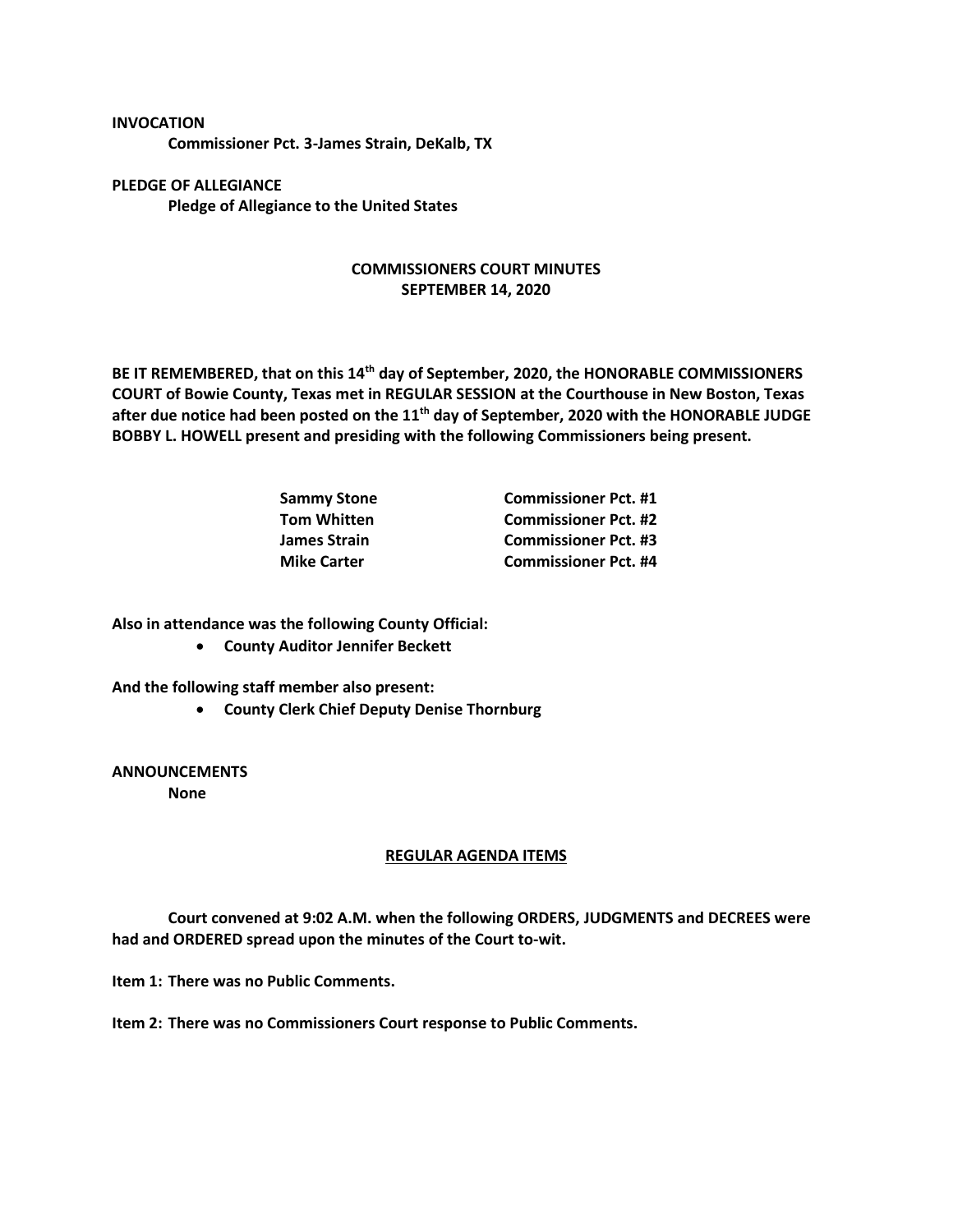**INVOCATION**

**Commissioner Pct. 3-James Strain, DeKalb, TX**

**PLEDGE OF ALLEGIANCE**

**Pledge of Allegiance to the United States**

## COMMISSIONERS COURT MINUTES
## SEPTEMBER 14, 2020

**BE IT REMEMBERED, that on this 14th day of September, 2020, the HONORABLE COMMISSIONERS COURT of Bowie County, Texas met in REGULAR SESSION at the Courthouse in New Boston, Texas after due notice had been posted on the 11th day of September, 2020 with the HONORABLE JUDGE BOBBY L. HOWELL present and presiding with the following Commissioners being present.**

| | |
|---|---|
| **Sammy Stone** | **Commissioner Pct. #1** |
| **Tom Whitten** | **Commissioner Pct. #2** |
| **James Strain** | **Commissioner Pct. #3** |
| **Mike Carter** | **Commissioner Pct. #4** |

**Also in attendance was the following County Official:**

- **County Auditor Jennifer Beckett**

**And the following staff member also present:**

- **County Clerk Chief Deputy Denise Thornburg**

**ANNOUNCEMENTS**

**None**

## REGULAR AGENDA ITEMS

**Court convened at 9:02 A.M. when the following ORDERS, JUDGMENTS and DECREES were had and ORDERED spread upon the minutes of the Court to-wit.**

**Item 1: There was no Public Comments.**

**Item 2: There was no Commissioners Court response to Public Comments.**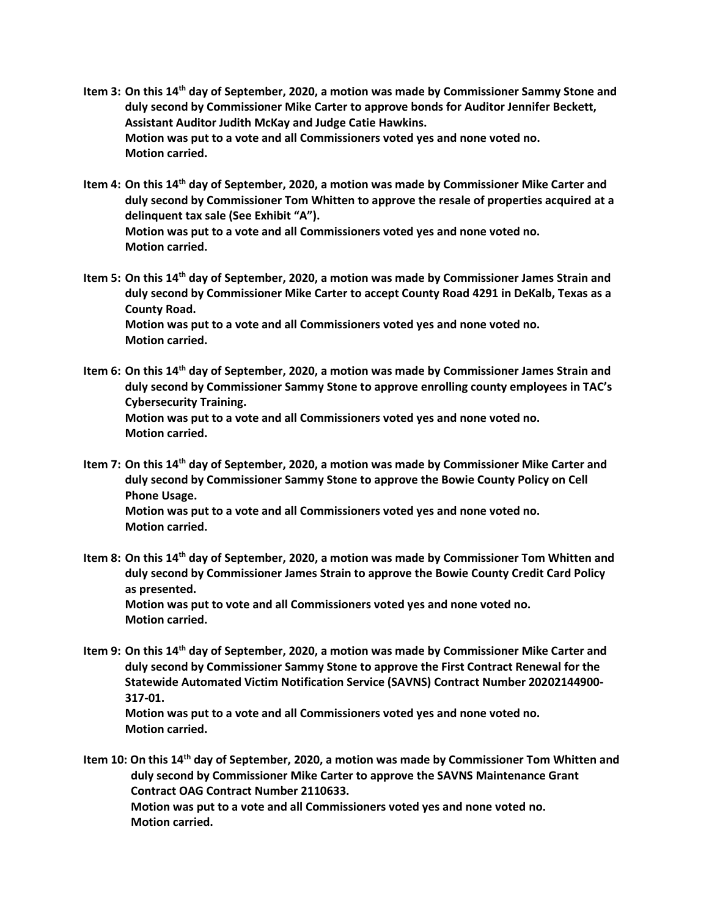**Item 3: On this 14th day of September, 2020, a motion was made by Commissioner Sammy Stone and duly second by Commissioner Mike Carter to approve bonds for Auditor Jennifer Beckett, Assistant Auditor Judith McKay and Judge Catie Hawkins.**
**Motion was put to a vote and all Commissioners voted yes and none voted no.**
**Motion carried.**

**Item 4: On this 14th day of September, 2020, a motion was made by Commissioner Mike Carter and duly second by Commissioner Tom Whitten to approve the resale of properties acquired at a delinquent tax sale (See Exhibit "A").**
**Motion was put to a vote and all Commissioners voted yes and none voted no.**
**Motion carried.**

**Item 5: On this 14th day of September, 2020, a motion was made by Commissioner James Strain and duly second by Commissioner Mike Carter to accept County Road 4291 in DeKalb, Texas as a County Road.**
**Motion was put to a vote and all Commissioners voted yes and none voted no.**
**Motion carried.**

**Item 6: On this 14th day of September, 2020, a motion was made by Commissioner James Strain and duly second by Commissioner Sammy Stone to approve enrolling county employees in TAC's Cybersecurity Training.**
**Motion was put to a vote and all Commissioners voted yes and none voted no.**
**Motion carried.**

**Item 7: On this 14th day of September, 2020, a motion was made by Commissioner Mike Carter and duly second by Commissioner Sammy Stone to approve the Bowie County Policy on Cell Phone Usage.**
**Motion was put to a vote and all Commissioners voted yes and none voted no.**
**Motion carried.**

**Item 8: On this 14th day of September, 2020, a motion was made by Commissioner Tom Whitten and duly second by Commissioner James Strain to approve the Bowie County Credit Card Policy as presented.**
**Motion was put to vote and all Commissioners voted yes and none voted no.**
**Motion carried.**

**Item 9: On this 14th day of September, 2020, a motion was made by Commissioner Mike Carter and duly second by Commissioner Sammy Stone to approve the First Contract Renewal for the Statewide Automated Victim Notification Service (SAVNS) Contract Number 20202144900-317-01.**
**Motion was put to a vote and all Commissioners voted yes and none voted no.**
**Motion carried.**

**Item 10: On this 14th day of September, 2020, a motion was made by Commissioner Tom Whitten and duly second by Commissioner Mike Carter to approve the SAVNS Maintenance Grant Contract OAG Contract Number 2110633.**
**Motion was put to a vote and all Commissioners voted yes and none voted no.**
**Motion carried.**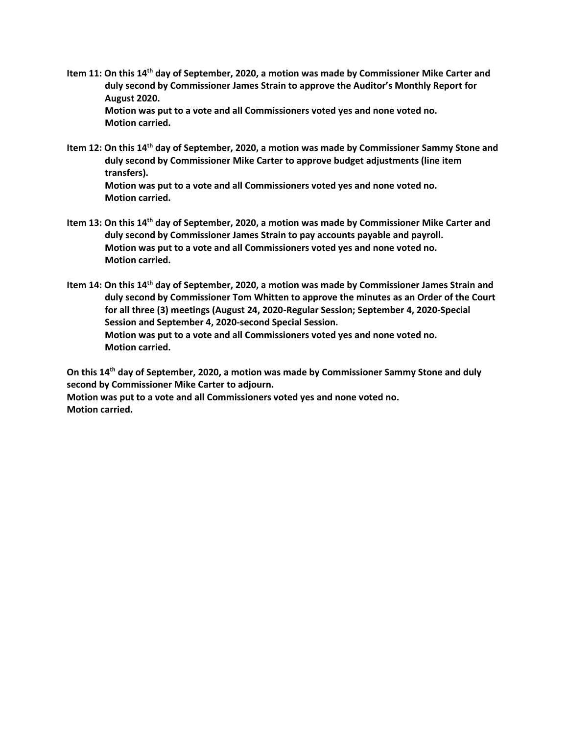**Item 11: On this 14th day of September, 2020, a motion was made by Commissioner Mike Carter and duly second by Commissioner James Strain to approve the Auditor's Monthly Report for August 2020.**
**Motion was put to a vote and all Commissioners voted yes and none voted no.**
**Motion carried.**

**Item 12: On this 14th day of September, 2020, a motion was made by Commissioner Sammy Stone and duly second by Commissioner Mike Carter to approve budget adjustments (line item transfers).**
**Motion was put to a vote and all Commissioners voted yes and none voted no.**
**Motion carried.**

**Item 13: On this 14th day of September, 2020, a motion was made by Commissioner Mike Carter and duly second by Commissioner James Strain to pay accounts payable and payroll.**
**Motion was put to a vote and all Commissioners voted yes and none voted no.**
**Motion carried.**

**Item 14: On this 14th day of September, 2020, a motion was made by Commissioner James Strain and duly second by Commissioner Tom Whitten to approve the minutes as an Order of the Court for all three (3) meetings (August 24, 2020-Regular Session; September 4, 2020-Special Session and September 4, 2020-second Special Session.**
**Motion was put to a vote and all Commissioners voted yes and none voted no.**
**Motion carried.**

**On this 14th day of September, 2020, a motion was made by Commissioner Sammy Stone and duly second by Commissioner Mike Carter to adjourn.**
**Motion was put to a vote and all Commissioners voted yes and none voted no.**
**Motion carried.**